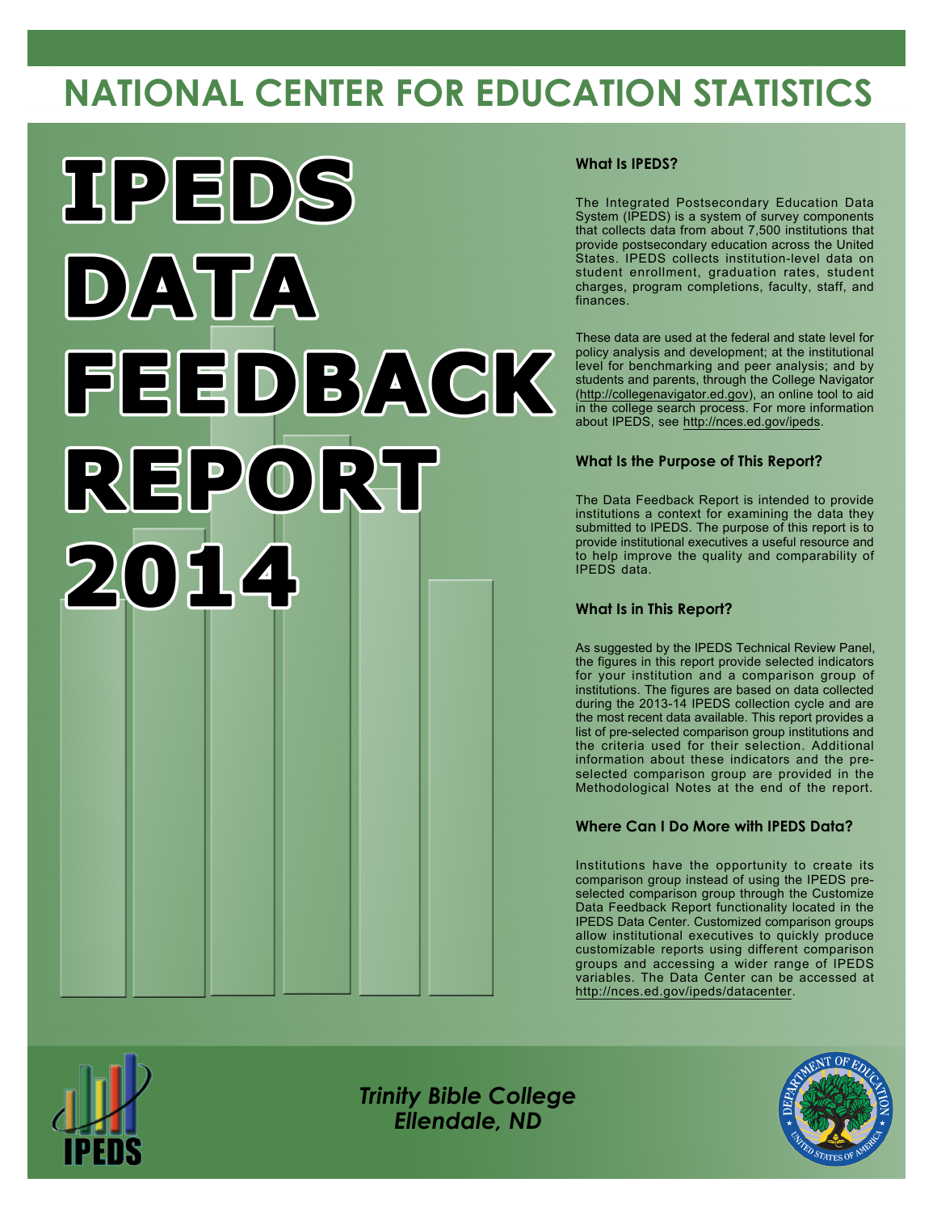# NATIONAL CENTER FOR EDUCATION STATISTICS

# IPEDS DATA FEEDBACK REPORT 2014

### What Is IPEDS?

The Integrated Postsecondary Education Data System (IPEDS) is a system of survey components that collects data from about 7,500 institutions that provide postsecondary education across the United States. IPEDS collects institution-level data on student enrollment, graduation rates, student charges, program completions, faculty, staff, and finances.

These data are used at the federal and state level for policy analysis and development; at the institutional level for benchmarking and peer analysis; and by students and parents, through the College Navigator (http://collegenavigator.ed.gov), an online tool to aid in the college search process. For more information about IPEDS, see http://nces.ed.gov/ipeds.

### What Is the Purpose of This Report?

The Data Feedback Report is intended to provide institutions a context for examining the data they submitted to IPEDS. The purpose of this report is to provide institutional executives a useful resource and to help improve the quality and comparability of IPEDS data.

### What Is in This Report?

As suggested by the IPEDS Technical Review Panel, the figures in this report provide selected indicators for your institution and a comparison group of institutions. The figures are based on data collected during the 2013-14 IPEDS collection cycle and are the most recent data available. This report provides a list of pre-selected comparison group institutions and the criteria used for their selection. Additional information about these indicators and the pre-selected comparison group are provided in the Methodological Notes at the end of the report.

### Where Can I Do More with IPEDS Data?

Institutions have the opportunity to create its comparison group instead of using the IPEDS pre-selected comparison group through the Customize Data Feedback Report functionality located in the IPEDS Data Center. Customized comparison groups allow institutional executives to quickly produce customizable reports using different comparison groups and accessing a wider range of IPEDS variables. The Data Center can be accessed at http://nces.ed.gov/ipeds/datacenter.

*Trinity Bible College*
*Ellendale, ND*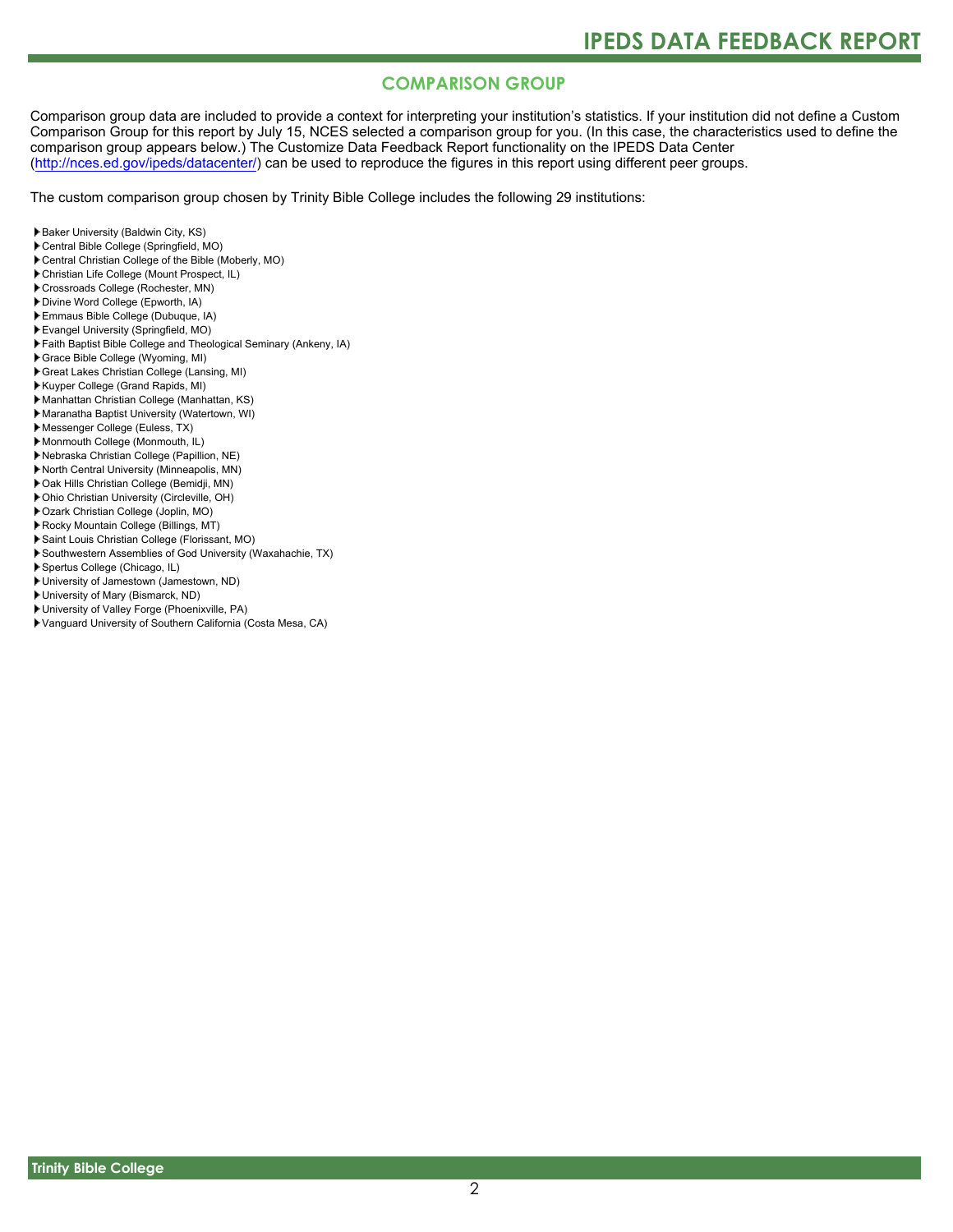## COMPARISON GROUP

Comparison group data are included to provide a context for interpreting your institution's statistics. If your institution did not define a Custom Comparison Group for this report by July 15, NCES selected a comparison group for you. (In this case, the characteristics used to define the comparison group appears below.) The Customize Data Feedback Report functionality on the IPEDS Data Center (http://nces.ed.gov/ipeds/datacenter/) can be used to reproduce the figures in this report using different peer groups.

The custom comparison group chosen by Trinity Bible College includes the following 29 institutions:

- Baker University (Baldwin City, KS)
- Central Bible College (Springfield, MO)
- Central Christian College of the Bible (Moberly, MO)
- Christian Life College (Mount Prospect, IL)
- Crossroads College (Rochester, MN)
- Divine Word College (Epworth, IA)
- Emmaus Bible College (Dubuque, IA)
- Evangel University (Springfield, MO)
- Faith Baptist Bible College and Theological Seminary (Ankeny, IA)
- Grace Bible College (Wyoming, MI)
- Great Lakes Christian College (Lansing, MI)
- Kuyper College (Grand Rapids, MI)
- Manhattan Christian College (Manhattan, KS)
- Maranatha Baptist University (Watertown, WI)
- Messenger College (Euless, TX)
- Monmouth College (Monmouth, IL)
- Nebraska Christian College (Papillion, NE)
- North Central University (Minneapolis, MN)
- Oak Hills Christian College (Bemidji, MN)
- Ohio Christian University (Circleville, OH)
- Ozark Christian College (Joplin, MO)
- Rocky Mountain College (Billings, MT)
- Saint Louis Christian College (Florissant, MO)
- Southwestern Assemblies of God University (Waxahachie, TX)
- Spertus College (Chicago, IL)
- University of Jamestown (Jamestown, ND)
- University of Mary (Bismarck, ND)
- University of Valley Forge (Phoenixville, PA)
- Vanguard University of Southern California (Costa Mesa, CA)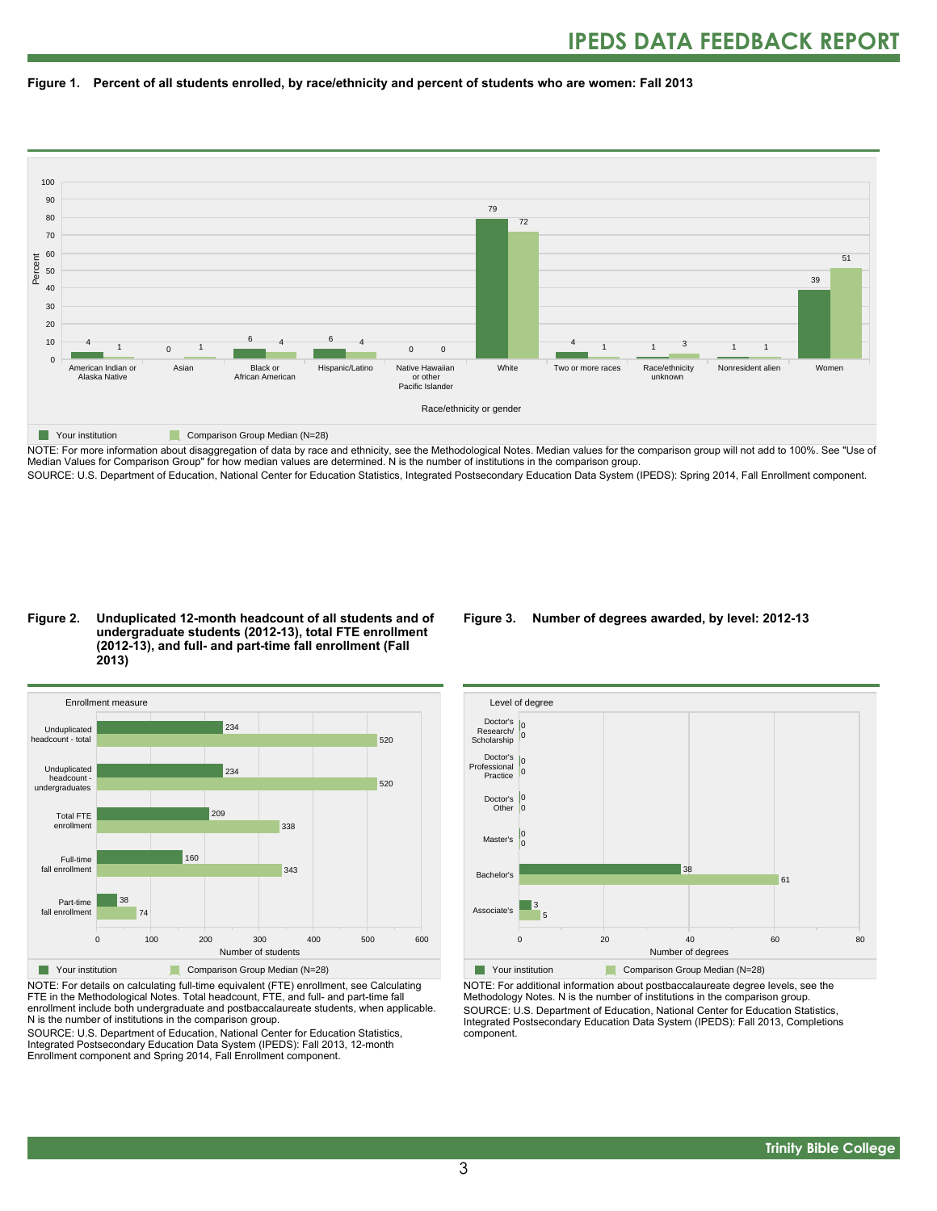### Figure 1. Percent of all students enrolled, by race/ethnicity and percent of students who are women: Fall 2013

| Race/ethnicity or gender | Your institution | Comparison Group Median (N=28) |
|---|---|---|
| American Indian or Alaska Native | 4 | 1 |
| Asian | 0 | 1 |
| Black or African American | 6 | 4 |
| Hispanic/Latino | 6 | 4 |
| Native Hawaiian or other Pacific Islander | 0 | 0 |
| White | 79 | 72 |
| Two or more races | 4 | 1 |
| Race/ethnicity unknown | 1 | 3 |
| Nonresident alien | 1 | 1 |
| Women | 39 | 51 |

NOTE: For more information about disaggregation of data by race and ethnicity, see the Methodological Notes. Median values for the comparison group will not add to 100%. See "Use of Median Values for Comparison Group" for how median values are determined. N is the number of institutions in the comparison group.

SOURCE: U.S. Department of Education, National Center for Education Statistics, Integrated Postsecondary Education Data System (IPEDS): Spring 2014, Fall Enrollment component.

### Figure 2. Unduplicated 12-month headcount of all students and of undergraduate students (2012-13), total FTE enrollment (2012-13), and full- and part-time fall enrollment (Fall 2013)

| Enrollment measure | Your institution | Comparison Group Median (N=28) |
|---|---|---|
| Unduplicated headcount - total | 234 | 520 |
| Unduplicated headcount - undergraduates | 234 | 520 |
| Total FTE enrollment | 209 | 338 |
| Full-time fall enrollment | 160 | 343 |
| Part-time fall enrollment | 38 | 74 |

NOTE: For details on calculating full-time equivalent (FTE) enrollment, see Calculating FTE in the Methodological Notes. Total headcount, FTE, and full- and part-time fall enrollment include both undergraduate and postbaccalaureate students, when applicable. N is the number of institutions in the comparison group.

SOURCE: U.S. Department of Education, National Center for Education Statistics, Integrated Postsecondary Education Data System (IPEDS): Fall 2013, 12-month Enrollment component and Spring 2014, Fall Enrollment component.

### Figure 3. Number of degrees awarded, by level: 2012-13

| Level of degree | Your institution | Comparison Group Median (N=28) |
|---|---|---|
| Doctor's Research/ Scholarship | 0 | 0 |
| Doctor's Professional Practice | 0 | 0 |
| Doctor's Other | 0 | 0 |
| Master's | 0 | 0 |
| Bachelor's | 38 | 61 |
| Associate's | 3 | 5 |

NOTE: For additional information about postbaccalaureate degree levels, see the Methodology Notes. N is the number of institutions in the comparison group.

SOURCE: U.S. Department of Education, National Center for Education Statistics, Integrated Postsecondary Education Data System (IPEDS): Fall 2013, Completions component.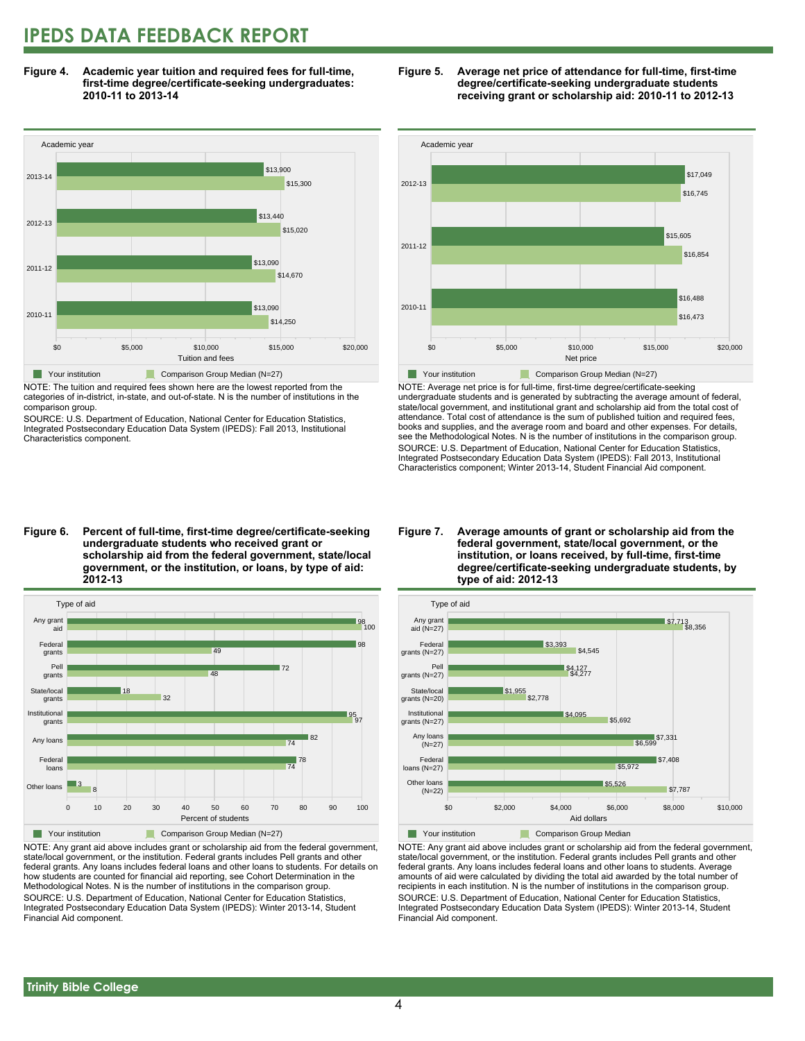# IPEDS DATA FEEDBACK REPORT

**Figure 4. Academic year tuition and required fees for full-time, first-time degree/certificate-seeking undergraduates: 2010-11 to 2013-14**

| Academic year | Your institution | Comparison Group Median (N=27) |
|---|---|---|
| 2013-14 | $13,900 | $15,300 |
| 2012-13 | $13,440 | $15,020 |
| 2011-12 | $13,090 | $14,670 |
| 2010-11 | $13,090 | $14,250 |

NOTE: The tuition and required fees shown here are the lowest reported from the categories of in-district, in-state, and out-of-state. N is the number of institutions in the comparison group.

SOURCE: U.S. Department of Education, National Center for Education Statistics, Integrated Postsecondary Education Data System (IPEDS): Fall 2013, Institutional Characteristics component.

**Figure 5. Average net price of attendance for full-time, first-time degree/certificate-seeking undergraduate students receiving grant or scholarship aid: 2010-11 to 2012-13**

| Academic year | Your institution | Comparison Group Median (N=27) |
|---|---|---|
| 2012-13 | $17,049 | $16,745 |
| 2011-12 | $15,605 | $16,854 |
| 2010-11 | $16,488 | $16,473 |

NOTE: Average net price is for full-time, first-time degree/certificate-seeking undergraduate students and is generated by subtracting the average amount of federal, state/local government, and institutional grant and scholarship aid from the total cost of attendance. Total cost of attendance is the sum of published tuition and required fees, books and supplies, and the average room and board and other expenses. For details, see the Methodological Notes. N is the number of institutions in the comparison group.

SOURCE: U.S. Department of Education, National Center for Education Statistics, Integrated Postsecondary Education Data System (IPEDS): Fall 2013, Institutional Characteristics component; Winter 2013-14, Student Financial Aid component.

**Figure 6. Percent of full-time, first-time degree/certificate-seeking undergraduate students who received grant or scholarship aid from the federal government, state/local government, or the institution, or loans, by type of aid: 2012-13**

| Type of aid | Your institution | Comparison Group Median (N=27) |
|---|---|---|
| Any grant aid | 98 | 100 |
| Federal grants | 98 | 49 |
| Pell grants | 72 | 48 |
| State/local grants | 18 | 32 |
| Institutional grants | 95 | 97 |
| Any loans | 82 | 74 |
| Federal loans | 78 | 74 |
| Other loans | 3 | 8 |

NOTE: Any grant aid above includes grant or scholarship aid from the federal government, state/local government, or the institution. Federal grants includes Pell grants and other federal grants. Any loans includes federal loans and other loans to students. For details on how students are counted for financial aid reporting, see Cohort Determination in the Methodological Notes. N is the number of institutions in the comparison group.

SOURCE: U.S. Department of Education, National Center for Education Statistics, Integrated Postsecondary Education Data System (IPEDS): Winter 2013-14, Student Financial Aid component.

**Figure 7. Average amounts of grant or scholarship aid from the federal government, state/local government, or the institution, or loans received, by full-time, first-time degree/certificate-seeking undergraduate students, by type of aid: 2012-13**

| Type of aid | Your institution | Comparison Group Median |
|---|---|---|
| Any grant aid (N=27) | $7,713 | $8,356 |
| Federal grants (N=27) | $3,393 | $4,545 |
| Pell grants (N=27) | $4,127 | $4,277 |
| State/local grants (N=20) | $1,955 | $2,778 |
| Institutional grants (N=27) | $4,095 | $5,692 |
| Any loans (N=27) | $7,331 | $6,599 |
| Federal loans (N=27) | $7,408 | $5,972 |
| Other loans (N=22) | $5,526 | $7,787 |

NOTE: Any grant aid above includes grant or scholarship aid from the federal government, state/local government, or the institution. Federal grants includes Pell grants and other federal grants. Any loans includes federal loans and other loans to students. Average amounts of aid were calculated by dividing the total aid awarded by the total number of recipients in each institution. N is the number of institutions in the comparison group.

SOURCE: U.S. Department of Education, National Center for Education Statistics, Integrated Postsecondary Education Data System (IPEDS): Winter 2013-14, Student Financial Aid component.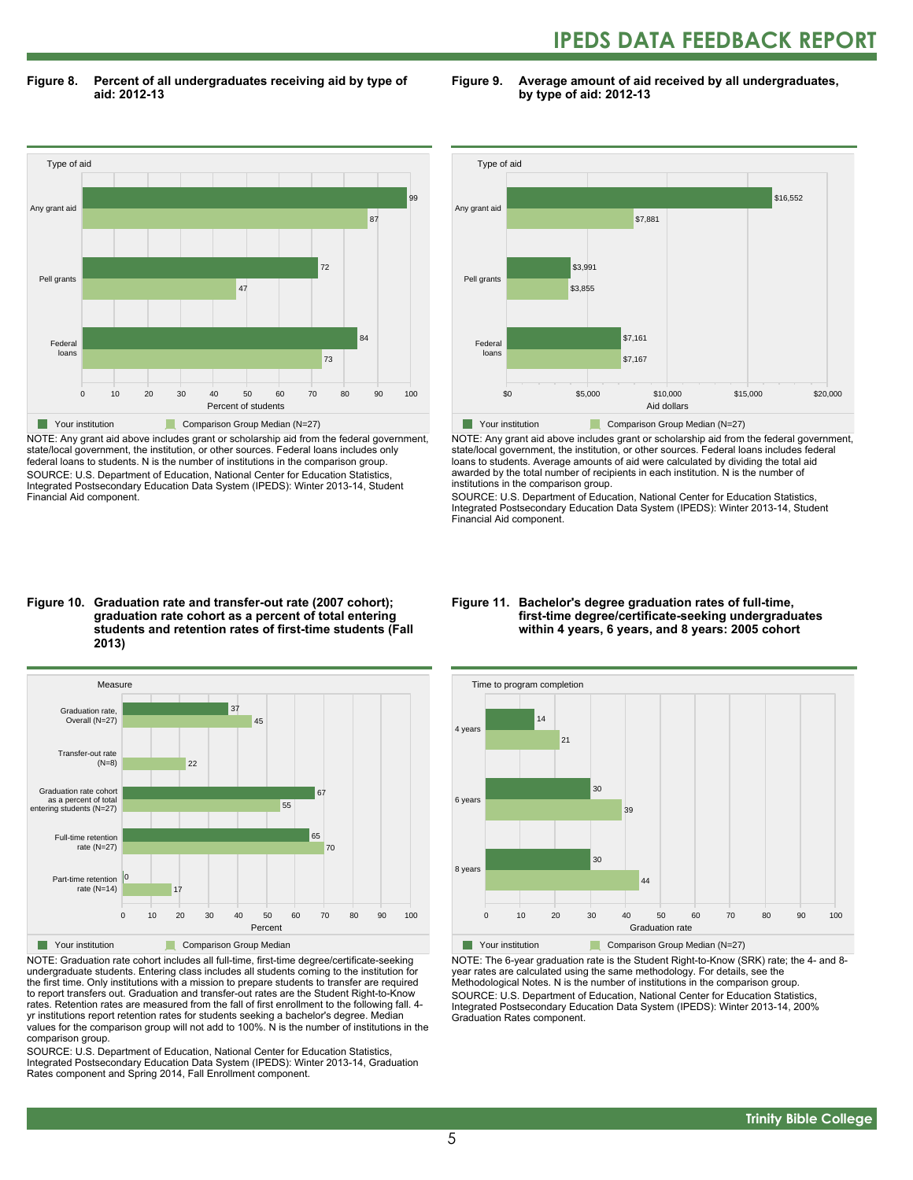**Figure 8. Percent of all undergraduates receiving aid by type of aid: 2012-13**

| Type of aid | Your institution | Comparison Group Median (N=27) |
|---|---|---|
| Any grant aid | 99 | 87 |
| Pell grants | 72 | 47 |
| Federal loans | 84 | 73 |

NOTE: Any grant aid above includes grant or scholarship aid from the federal government, state/local government, the institution, or other sources. Federal loans includes only federal loans to students. N is the number of institutions in the comparison group.
SOURCE: U.S. Department of Education, National Center for Education Statistics, Integrated Postsecondary Education Data System (IPEDS): Winter 2013-14, Student Financial Aid component.

**Figure 9. Average amount of aid received by all undergraduates, by type of aid: 2012-13**

| Type of aid | Your institution | Comparison Group Median (N=27) |
|---|---|---|
| Any grant aid | $16,552 | $7,881 |
| Pell grants | $3,991 | $3,855 |
| Federal loans | $7,161 | $7,167 |

NOTE: Any grant aid above includes grant or scholarship aid from the federal government, state/local government, the institution, or other sources. Federal loans includes federal loans to students. Average amounts of aid were calculated by dividing the total aid awarded by the total number of recipients in each institution. N is the number of institutions in the comparison group.
SOURCE: U.S. Department of Education, National Center for Education Statistics, Integrated Postsecondary Education Data System (IPEDS): Winter 2013-14, Student Financial Aid component.

**Figure 10. Graduation rate and transfer-out rate (2007 cohort); graduation rate cohort as a percent of total entering students and retention rates of first-time students (Fall 2013)**

| Measure | Your institution | Comparison Group Median |
|---|---|---|
| Graduation rate, Overall (N=27) | 37 | 45 |
| Transfer-out rate (N=8) | | 22 |
| Graduation rate cohort as a percent of total entering students (N=27) | 67 | 55 |
| Full-time retention rate (N=27) | 65 | 70 |
| Part-time retention rate (N=14) | 0 | 17 |

NOTE: Graduation rate cohort includes all full-time, first-time degree/certificate-seeking undergraduate students. Entering class includes all students coming to the institution for the first time. Only institutions with a mission to prepare students to transfer are required to report transfers out. Graduation and transfer-out rates are the Student Right-to-Know rates. Retention rates are measured from the fall of first enrollment to the following fall. 4-yr institutions report retention rates for students seeking a bachelor's degree. Median values for the comparison group will not add to 100%. N is the number of institutions in the comparison group.
SOURCE: U.S. Department of Education, National Center for Education Statistics, Integrated Postsecondary Education Data System (IPEDS): Winter 2013-14, Graduation Rates component and Spring 2014, Fall Enrollment component.

**Figure 11. Bachelor's degree graduation rates of full-time, first-time degree/certificate-seeking undergraduates within 4 years, 6 years, and 8 years: 2005 cohort**

| Time to program completion | Your institution | Comparison Group Median (N=27) |
|---|---|---|
| 4 years | 14 | 21 |
| 6 years | 30 | 39 |
| 8 years | 30 | 44 |

NOTE: The 6-year graduation rate is the Student Right-to-Know (SRK) rate; the 4- and 8-year rates are calculated using the same methodology. For details, see the Methodological Notes. N is the number of institutions in the comparison group.
SOURCE: U.S. Department of Education, National Center for Education Statistics, Integrated Postsecondary Education Data System (IPEDS): Winter 2013-14, 200% Graduation Rates component.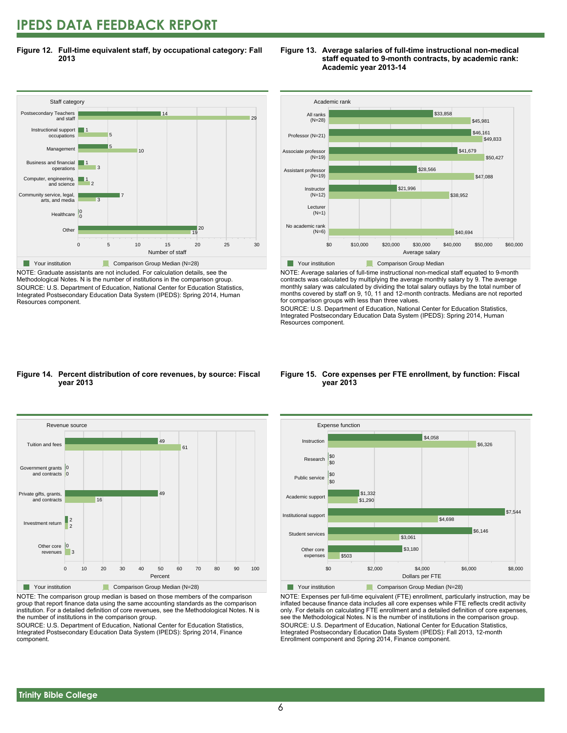# IPEDS DATA FEEDBACK REPORT

**Figure 12. Full-time equivalent staff, by occupational category: Fall 2013**

| Staff category | Your institution | Comparison Group Median (N=28) |
|---|---|---|
| Postsecondary Teachers and staff | 14 | 29 |
| Instructional support occupations | 1 | 5 |
| Management | 5 | 10 |
| Business and financial operations | 1 | 3 |
| Computer, engineering, and science | 1 | 2 |
| Community service, legal, arts, and media | 7 | 3 |
| Healthcare | 0 | 0 |
| Other | 20 | 19 |

Number of staff

NOTE: Graduate assistants are not included. For calculation details, see the Methodological Notes. N is the number of institutions in the comparison group.
SOURCE: U.S. Department of Education, National Center for Education Statistics, Integrated Postsecondary Education Data System (IPEDS): Spring 2014, Human Resources component.

**Figure 13. Average salaries of full-time instructional non-medical staff equated to 9-month contracts, by academic rank: Academic year 2013-14**

| Academic rank | Your institution | Comparison Group Median |
|---|---|---|
| All ranks (N=28) | $33,858 | $45,981 |
| Professor (N=21) | $46,161 | $49,833 |
| Associate professor (N=19) | $41,679 | $50,427 |
| Assistant professor (N=19) | $28,566 | $47,088 |
| Instructor (N=12) | $21,996 | $38,952 |
| Lecturer (N=1) | | |
| No academic rank (N=6) | | $40,694 |

Average salary

NOTE: Average salaries of full-time instructional non-medical staff equated to 9-month contracts was calculated by multiplying the average monthly salary by 9. The average monthly salary was calculated by dividing the total salary outlays by the total number of months covered by staff on 9, 10, 11 and 12-month contracts. Medians are not reported for comparison groups with less than three values.
SOURCE: U.S. Department of Education, National Center for Education Statistics, Integrated Postsecondary Education Data System (IPEDS): Spring 2014, Human Resources component.

**Figure 14. Percent distribution of core revenues, by source: Fiscal year 2013**

| Revenue source | Your institution | Comparison Group Median (N=28) |
|---|---|---|
| Tuition and fees | 49 | 61 |
| Government grants and contracts | 0 | 0 |
| Private gifts, grants, and contracts | 49 | 16 |
| Investment return | 2 | 2 |
| Other core revenues | 0 | 3 |

Percent

NOTE: The comparison group median is based on those members of the comparison group that report finance data using the same accounting standards as the comparison institution. For a detailed definition of core revenues, see the Methodological Notes. N is the number of institutions in the comparison group.
SOURCE: U.S. Department of Education, National Center for Education Statistics, Integrated Postsecondary Education Data System (IPEDS): Spring 2014, Finance component.

**Figure 15. Core expenses per FTE enrollment, by function: Fiscal year 2013**

| Expense function | Your institution | Comparison Group Median (N=28) |
|---|---|---|
| Instruction | $4,058 | $6,326 |
| Research | $0 | $0 |
| Public service | $0 | $0 |
| Academic support | $1,332 | $1,290 |
| Institutional support | $7,544 | $4,698 |
| Student services | $6,146 | $3,061 |
| Other core expenses | $3,180 | $503 |

Dollars per FTE

NOTE: Expenses per full-time equivalent (FTE) enrollment, particularly instruction, may be inflated because finance data includes all core expenses while FTE reflects credit activity only. For details on calculating FTE enrollment and a detailed definition of core expenses, see the Methodological Notes. N is the number of institutions in the comparison group.
SOURCE: U.S. Department of Education, National Center for Education Statistics, Integrated Postsecondary Education Data System (IPEDS): Fall 2013, 12-month Enrollment component and Spring 2014, Finance component.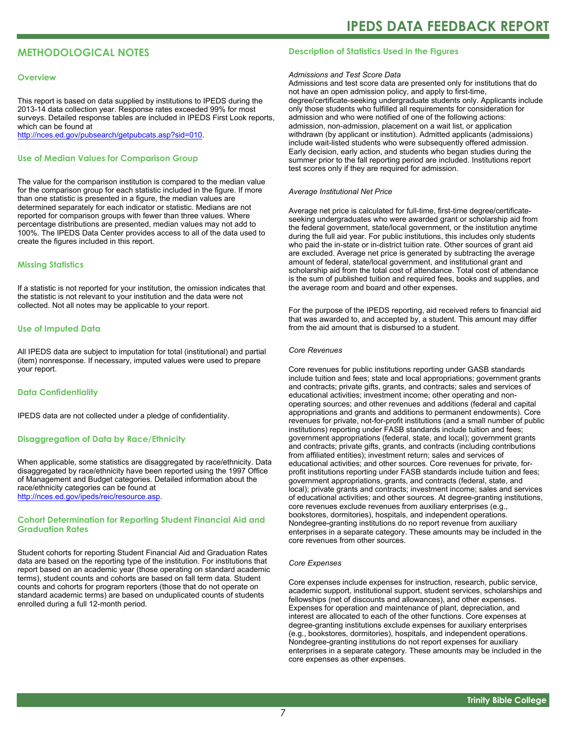# METHODOLOGICAL NOTES

## Overview

This report is based on data supplied by institutions to IPEDS during the 2013-14 data collection year. Response rates exceeded 99% for most surveys. Detailed response tables are included in IPEDS First Look reports, which can be found at
http://nces.ed.gov/pubsearch/getpubcats.asp?sid=010.

## Use of Median Values for Comparison Group

The value for the comparison institution is compared to the median value for the comparison group for each statistic included in the figure. If more than one statistic is presented in a figure, the median values are determined separately for each indicator or statistic. Medians are not reported for comparison groups with fewer than three values. Where percentage distributions are presented, median values may not add to 100%. The IPEDS Data Center provides access to all of the data used to create the figures included in this report.

## Missing Statistics

If a statistic is not reported for your institution, the omission indicates that the statistic is not relevant to your institution and the data were not collected. Not all notes may be applicable to your report.

## Use of Imputed Data

All IPEDS data are subject to imputation for total (institutional) and partial (item) nonresponse. If necessary, imputed values were used to prepare your report.

## Data Confidentiality

IPEDS data are not collected under a pledge of confidentiality.

## Disaggregation of Data by Race/Ethnicity

When applicable, some statistics are disaggregated by race/ethnicity. Data disaggregated by race/ethnicity have been reported using the 1997 Office of Management and Budget categories. Detailed information about the race/ethnicity categories can be found at
http://nces.ed.gov/ipeds/reic/resource.asp.

## Cohort Determination for Reporting Student Financial Aid and Graduation Rates

Student cohorts for reporting Student Financial Aid and Graduation Rates data are based on the reporting type of the institution. For institutions that report based on an academic year (those operating on standard academic terms), student counts and cohorts are based on fall term data. Student counts and cohorts for program reporters (those that do not operate on standard academic terms) are based on unduplicated counts of students enrolled during a full 12-month period.

## Description of Statistics Used in the Figures

*Admissions and Test Score Data*

Admissions and test score data are presented only for institutions that do not have an open admission policy, and apply to first-time, degree/certificate-seeking undergraduate students only. Applicants include only those students who fulfilled all requirements for consideration for admission and who were notified of one of the following actions: admission, non-admission, placement on a wait list, or application withdrawn (by applicant or institution). Admitted applicants (admissions) include wait-listed students who were subsequently offered admission. Early decision, early action, and students who began studies during the summer prior to the fall reporting period are included. Institutions report test scores only if they are required for admission.

*Average Institutional Net Price*

Average net price is calculated for full-time, first-time degree/certificate-seeking undergraduates who were awarded grant or scholarship aid from the federal government, state/local government, or the institution anytime during the full aid year. For public institutions, this includes only students who paid the in-state or in-district tuition rate. Other sources of grant aid are excluded. Average net price is generated by subtracting the average amount of federal, state/local government, and institutional grant and scholarship aid from the total cost of attendance. Total cost of attendance is the sum of published tuition and required fees, books and supplies, and the average room and board and other expenses.

For the purpose of the IPEDS reporting, aid received refers to financial aid that was awarded to, and accepted by, a student. This amount may differ from the aid amount that is disbursed to a student.

*Core Revenues*

Core revenues for public institutions reporting under GASB standards include tuition and fees; state and local appropriations; government grants and contracts; private gifts, grants, and contracts; sales and services of educational activities; investment income; other operating and non-operating sources; and other revenues and additions (federal and capital appropriations and grants and additions to permanent endowments). Core revenues for private, not-for-profit institutions (and a small number of public institutions) reporting under FASB standards include tuition and fees; government appropriations (federal, state, and local); government grants and contracts; private gifts, grants, and contracts (including contributions from affiliated entities); investment return; sales and services of educational activities; and other sources. Core revenues for private, for-profit institutions reporting under FASB standards include tuition and fees; government appropriations, grants, and contracts (federal, state, and local); private grants and contracts; investment income; sales and services of educational activities; and other sources. At degree-granting institutions, core revenues exclude revenues from auxiliary enterprises (e.g., bookstores, dormitories), hospitals, and independent operations. Nondegree-granting institutions do no report revenue from auxiliary enterprises in a separate category. These amounts may be included in the core revenues from other sources.

*Core Expenses*

Core expenses include expenses for instruction, research, public service, academic support, institutional support, student services, scholarships and fellowships (net of discounts and allowances), and other expenses. Expenses for operation and maintenance of plant, depreciation, and interest are allocated to each of the other functions. Core expenses at degree-granting institutions exclude expenses for auxiliary enterprises (e.g., bookstores, dormitories), hospitals, and independent operations. Nondegree-granting institutions do not report expenses for auxiliary enterprises in a separate category. These amounts may be included in the core expenses as other expenses.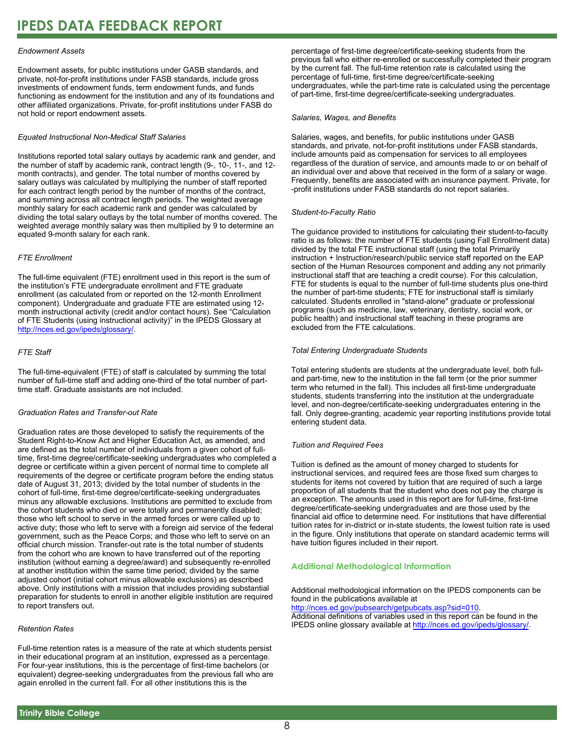*Endowment Assets*

Endowment assets, for public institutions under GASB standards, and private, not-for-profit institutions under FASB standards, include gross investments of endowment funds, term endowment funds, and funds functioning as endowment for the institution and any of its foundations and other affiliated organizations. Private, for-profit institutions under FASB do not hold or report endowment assets.

*Equated Instructional Non-Medical Staff Salaries*

Institutions reported total salary outlays by academic rank and gender, and the number of staff by academic rank, contract length (9-, 10-, 11-, and 12-month contracts), and gender. The total number of months covered by salary outlays was calculated by multiplying the number of staff reported for each contract length period by the number of months of the contract, and summing across all contract length periods. The weighted average monthly salary for each academic rank and gender was calculated by dividing the total salary outlays by the total number of months covered. The weighted average monthly salary was then multiplied by 9 to determine an equated 9-month salary for each rank.

*FTE Enrollment*

The full-time equivalent (FTE) enrollment used in this report is the sum of the institution's FTE undergraduate enrollment and FTE graduate enrollment (as calculated from or reported on the 12-month Enrollment component). Undergraduate and graduate FTE are estimated using 12-month instructional activity (credit and/or contact hours). See "Calculation of FTE Students (using instructional activity)" in the IPEDS Glossary at http://nces.ed.gov/ipeds/glossary/.

*FTE Staff*

The full-time-equivalent (FTE) of staff is calculated by summing the total number of full-time staff and adding one-third of the total number of part-time staff. Graduate assistants are not included.

*Graduation Rates and Transfer-out Rate*

Graduation rates are those developed to satisfy the requirements of the Student Right-to-Know Act and Higher Education Act, as amended, and are defined as the total number of individuals from a given cohort of full-time, first-time degree/certificate-seeking undergraduates who completed a degree or certificate within a given percent of normal time to complete all requirements of the degree or certificate program before the ending status date of August 31, 2013; divided by the total number of students in the cohort of full-time, first-time degree/certificate-seeking undergraduates minus any allowable exclusions. Institutions are permitted to exclude from the cohort students who died or were totally and permanently disabled; those who left school to serve in the armed forces or were called up to active duty; those who left to serve with a foreign aid service of the federal government, such as the Peace Corps; and those who left to serve on an official church mission. Transfer-out rate is the total number of students from the cohort who are known to have transferred out of the reporting institution (without earning a degree/award) and subsequently re-enrolled at another institution within the same time period; divided by the same adjusted cohort (initial cohort minus allowable exclusions) as described above. Only institutions with a mission that includes providing substantial preparation for students to enroll in another eligible institution are required to report transfers out.

*Retention Rates*

Full-time retention rates is a measure of the rate at which students persist in their educational program at an institution, expressed as a percentage. For four-year institutions, this is the percentage of first-time bachelors (or equivalent) degree-seeking undergraduates from the previous fall who are again enrolled in the current fall. For all other institutions this is the percentage of first-time degree/certificate-seeking students from the previous fall who either re-enrolled or successfully completed their program by the current fall. The full-time retention rate is calculated using the percentage of full-time, first-time degree/certificate-seeking undergraduates, while the part-time rate is calculated using the percentage of part-time, first-time degree/certificate-seeking undergraduates.

*Salaries, Wages, and Benefits*

Salaries, wages, and benefits, for public institutions under GASB standards, and private, not-for-profit institutions under FASB standards, include amounts paid as compensation for services to all employees regardless of the duration of service, and amounts made to or on behalf of an individual over and above that received in the form of a salary or wage. Frequently, benefits are associated with an insurance payment. Private, for-profit institutions under FASB standards do not report salaries.

*Student-to-Faculty Ratio*

The guidance provided to institutions for calculating their student-to-faculty ratio is as follows: the number of FTE students (using Fall Enrollment data) divided by the total FTE instructional staff (using the total Primarily instruction + Instruction/research/public service staff reported on the EAP section of the Human Resources component and adding any not primarily instructional staff that are teaching a credit course). For this calculation, FTE for students is equal to the number of full-time students plus one-third the number of part-time students; FTE for instructional staff is similarly calculated. Students enrolled in "stand-alone" graduate or professional programs (such as medicine, law, veterinary, dentistry, social work, or public health) and instructional staff teaching in these programs are excluded from the FTE calculations.

*Total Entering Undergraduate Students*

Total entering students are students at the undergraduate level, both full- and part-time, new to the institution in the fall term (or the prior summer term who returned in the fall). This includes all first-time undergraduate students, students transferring into the institution at the undergraduate level, and non-degree/certificate-seeking undergraduates entering in the fall. Only degree-granting, academic year reporting institutions provide total entering student data.

*Tuition and Required Fees*

Tuition is defined as the amount of money charged to students for instructional services, and required fees are those fixed sum charges to students for items not covered by tuition that are required of such a large proportion of all students that the student who does not pay the charge is an exception. The amounts used in this report are for full-time, first-time degree/certificate-seeking undergraduates and are those used by the financial aid office to determine need. For institutions that have differential tuition rates for in-district or in-state students, the lowest tuition rate is used in the figure. Only institutions that operate on standard academic terms will have tuition figures included in their report.

## Additional Methodological Information

Additional methodological information on the IPEDS components can be found in the publications available at http://nces.ed.gov/pubsearch/getpubcats.asp?sid=010.
Additional definitions of variables used in this report can be found in the IPEDS online glossary available at http://nces.ed.gov/ipeds/glossary/.